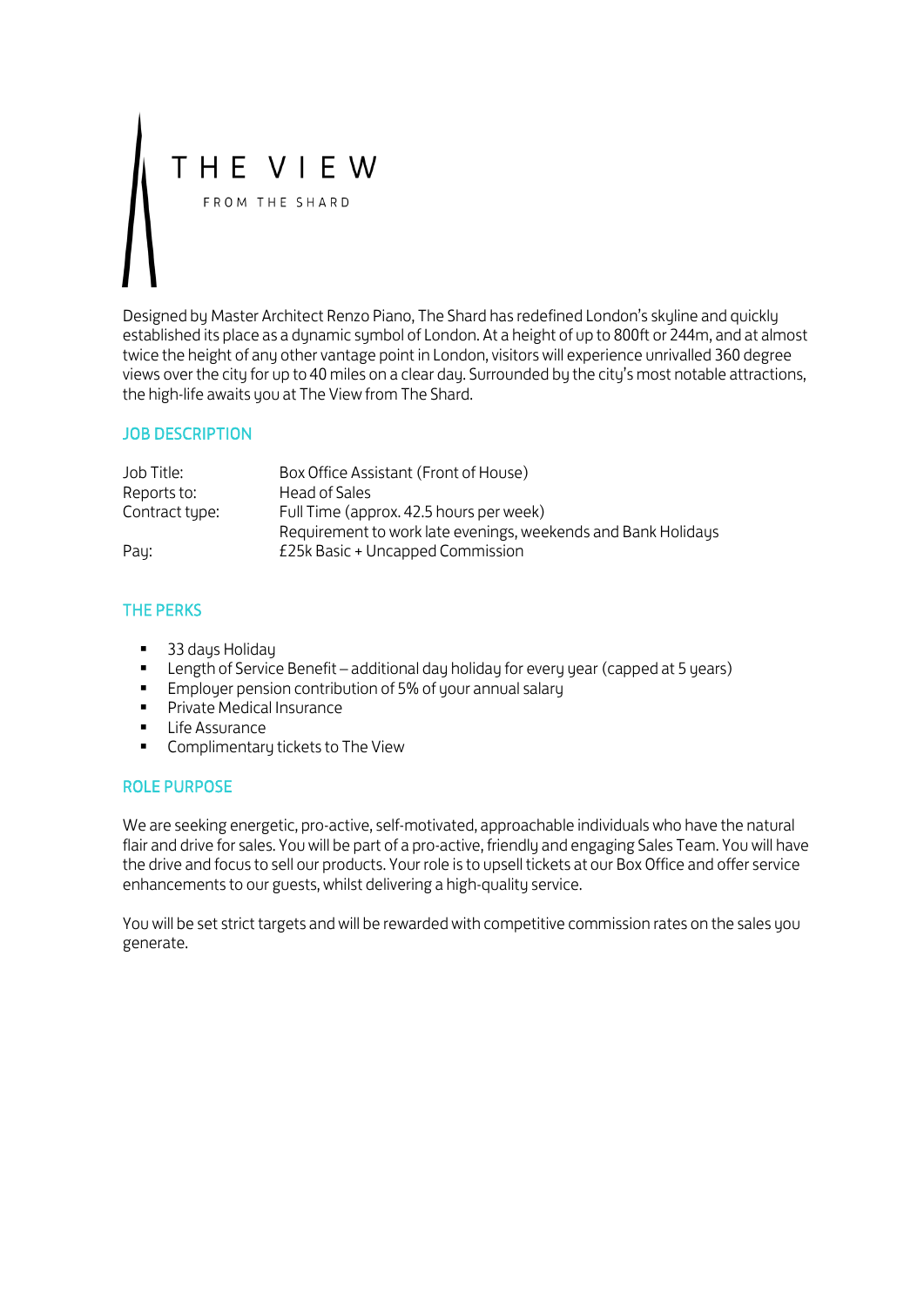# THE VIEW

FROM THE SHARD

Designed by Master Architect Renzo Piano, The Shard has redefined London's skyline and quickly established its place as a dynamic symbol of London. At a height of up to 800ft or 244m, and at almost twice the height of any other vantage point in London, visitors will experience unrivalled 360 degree views over the city for up to 40 miles on a clear day. Surrounded by the city's most notable attractions, the high-life awaits you at The View from The Shard.

## JOB DESCRIPTION

| | |
|---|---|
| Job Title: | Box Office Assistant (Front of House) |
| Reports to: | Head of Sales |
| Contract type: | Full Time (approx. 42.5 hours per week)<br>Requirement to work late evenings, weekends and Bank Holidays |
| Pay: | £25k Basic + Uncapped Commission |

## THE PERKS

- 33 days Holiday
- Length of Service Benefit – additional day holiday for every year (capped at 5 years)
- Employer pension contribution of 5% of your annual salary
- Private Medical Insurance
- Life Assurance
- Complimentary tickets to The View

## ROLE PURPOSE

We are seeking energetic, pro-active, self-motivated, approachable individuals who have the natural flair and drive for sales. You will be part of a pro-active, friendly and engaging Sales Team. You will have the drive and focus to sell our products. Your role is to upsell tickets at our Box Office and offer service enhancements to our guests, whilst delivering a high-quality service.

You will be set strict targets and will be rewarded with competitive commission rates on the sales you generate.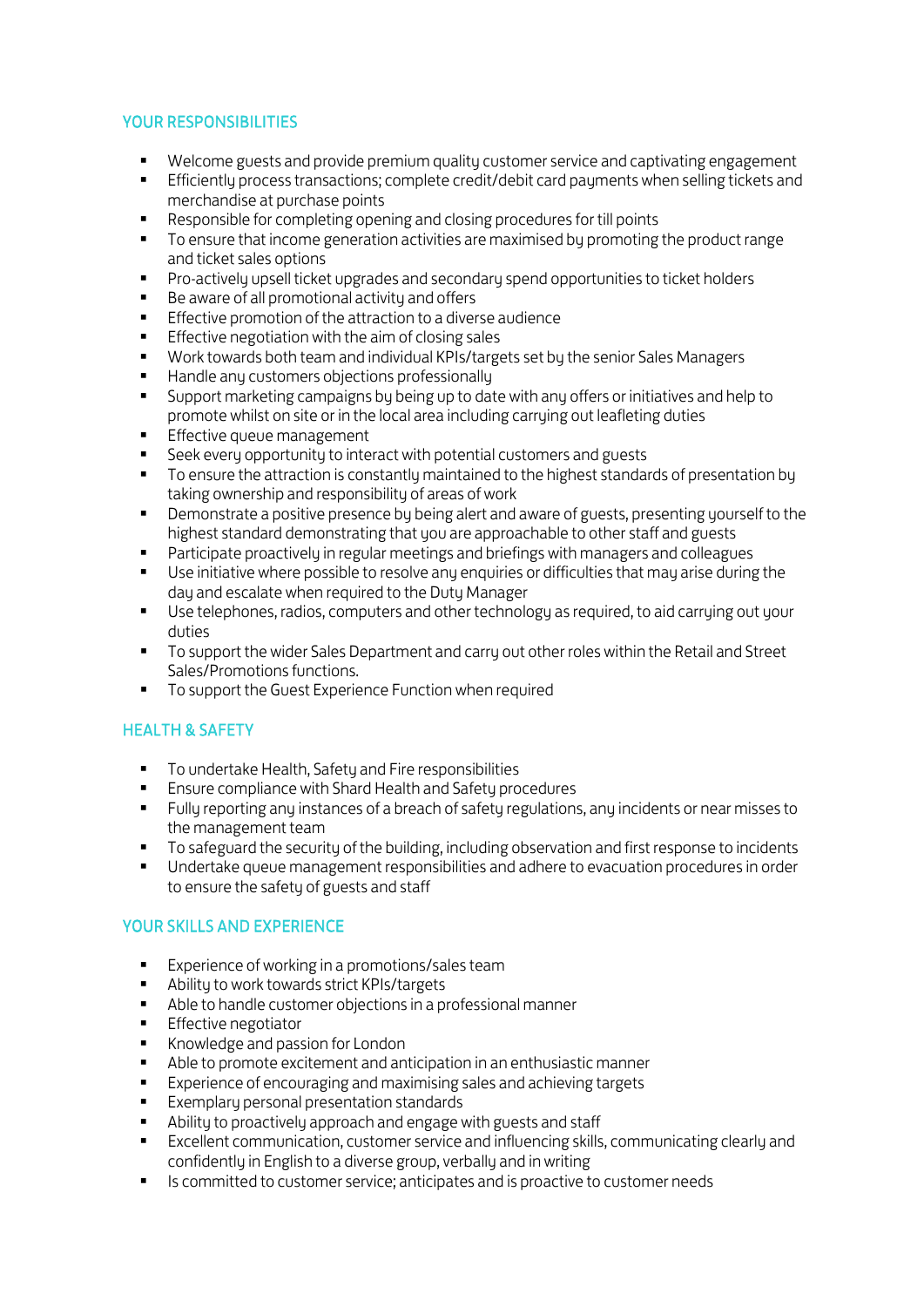## YOUR RESPONSIBILITIES

- Welcome guests and provide premium quality customer service and captivating engagement
- Efficiently process transactions; complete credit/debit card payments when selling tickets and merchandise at purchase points
- Responsible for completing opening and closing procedures for till points
- To ensure that income generation activities are maximised by promoting the product range and ticket sales options
- Pro-actively upsell ticket upgrades and secondary spend opportunities to ticket holders
- Be aware of all promotional activity and offers
- Effective promotion of the attraction to a diverse audience
- Effective negotiation with the aim of closing sales
- Work towards both team and individual KPIs/targets set by the senior Sales Managers
- Handle any customers objections professionally
- Support marketing campaigns by being up to date with any offers or initiatives and help to promote whilst on site or in the local area including carrying out leafleting duties
- Effective queue management
- Seek every opportunity to interact with potential customers and guests
- To ensure the attraction is constantly maintained to the highest standards of presentation by taking ownership and responsibility of areas of work
- Demonstrate a positive presence by being alert and aware of guests, presenting yourself to the highest standard demonstrating that you are approachable to other staff and guests
- Participate proactively in regular meetings and briefings with managers and colleagues
- Use initiative where possible to resolve any enquiries or difficulties that may arise during the day and escalate when required to the Duty Manager
- Use telephones, radios, computers and other technology as required, to aid carrying out your duties
- To support the wider Sales Department and carry out other roles within the Retail and Street Sales/Promotions functions.
- To support the Guest Experience Function when required

## HEALTH & SAFETY

- To undertake Health, Safety and Fire responsibilities
- Ensure compliance with Shard Health and Safety procedures
- Fully reporting any instances of a breach of safety regulations, any incidents or near misses to the management team
- To safeguard the security of the building, including observation and first response to incidents
- Undertake queue management responsibilities and adhere to evacuation procedures in order to ensure the safety of guests and staff

## YOUR SKILLS AND EXPERIENCE

- Experience of working in a promotions/sales team
- Ability to work towards strict KPIs/targets
- Able to handle customer objections in a professional manner
- Effective negotiator
- Knowledge and passion for London
- Able to promote excitement and anticipation in an enthusiastic manner
- Experience of encouraging and maximising sales and achieving targets
- Exemplary personal presentation standards
- Ability to proactively approach and engage with guests and staff
- Excellent communication, customer service and influencing skills, communicating clearly and confidently in English to a diverse group, verbally and in writing
- Is committed to customer service; anticipates and is proactive to customer needs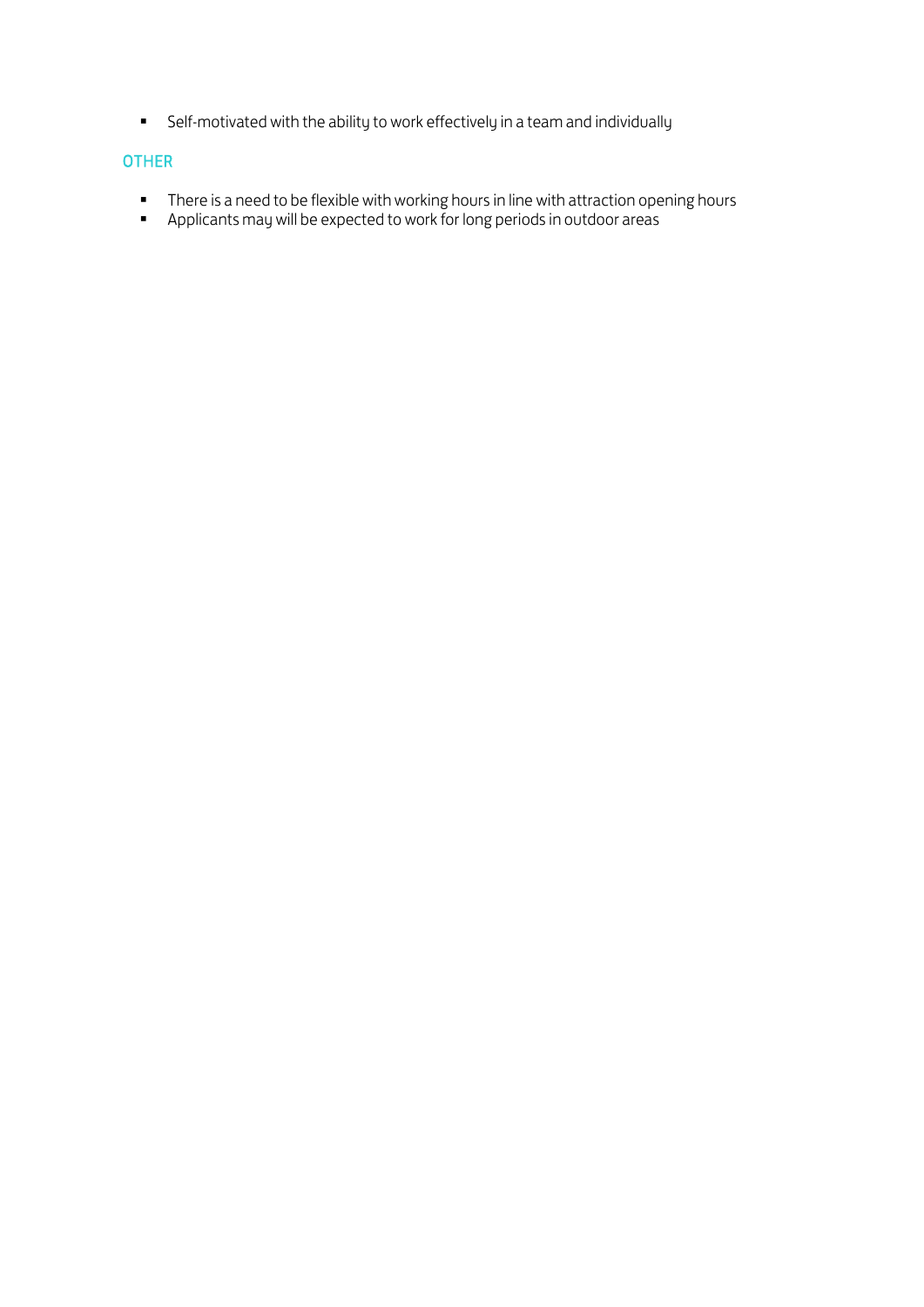- Self-motivated with the ability to work effectively in a team and individually

## OTHER

- There is a need to be flexible with working hours in line with attraction opening hours
- Applicants may will be expected to work for long periods in outdoor areas